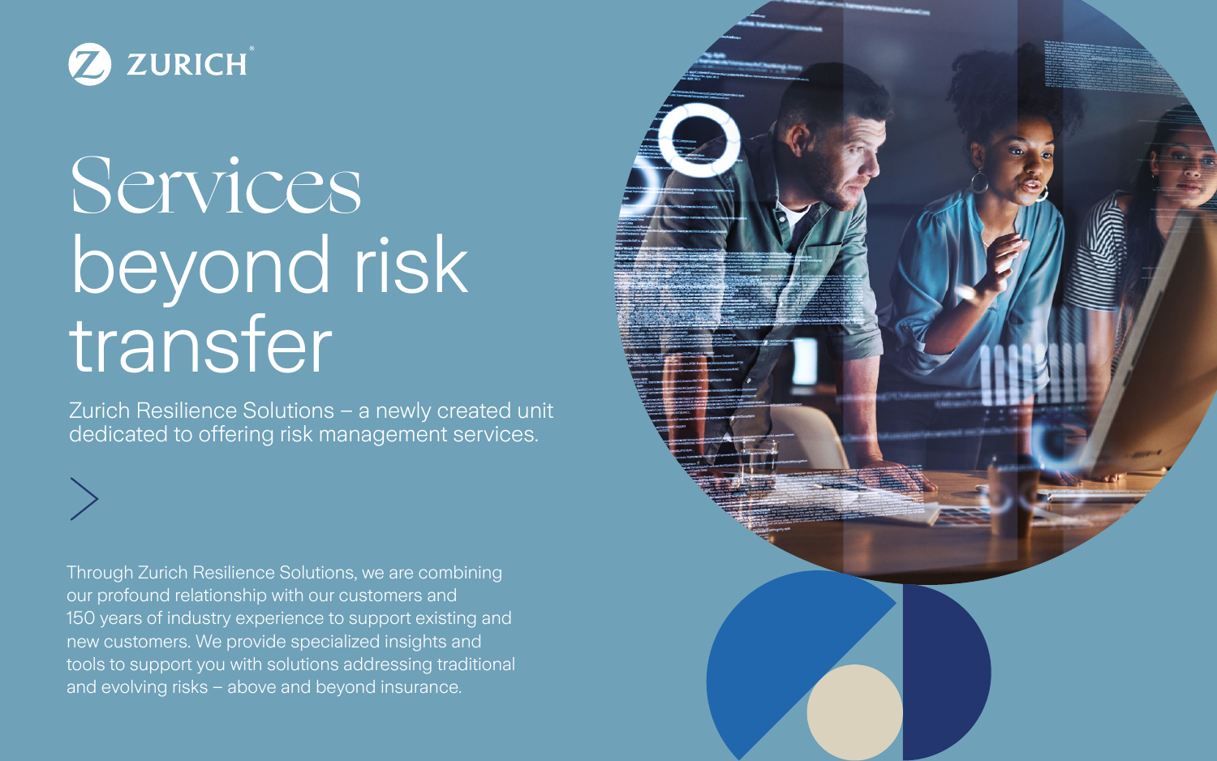ZURICH

# Services beyond risk transfer

Zurich Resilience Solutions – a newly created unit dedicated to offering risk management services.

Through Zurich Resilience Solutions, we are combining our profound relationship with our customers and 150 years of industry experience to support existing and new customers. We provide specialized insights and tools to support you with solutions addressing traditional and evolving risks – above and beyond insurance.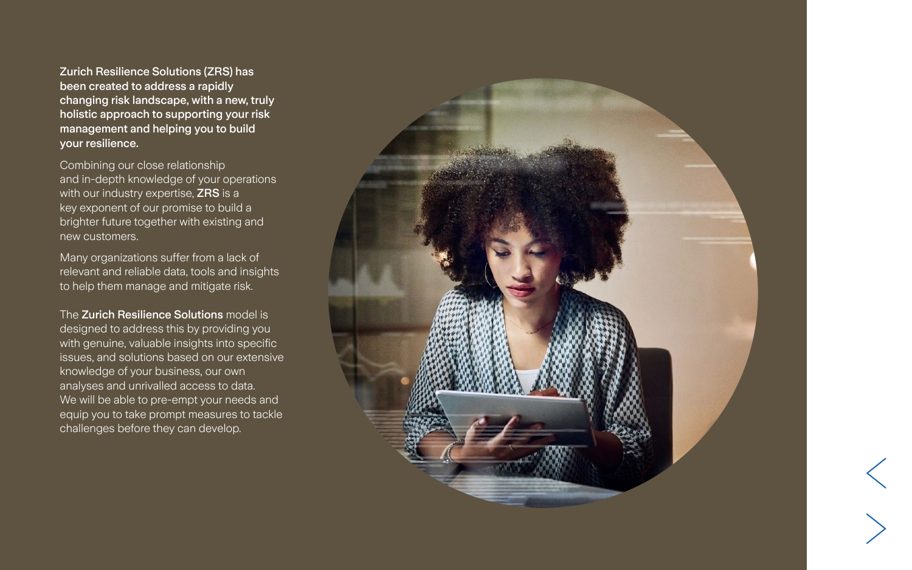**Zurich Resilience Solutions (ZRS) has been created to address a rapidly changing risk landscape, with a new, truly holistic approach to supporting your risk management and helping you to build your resilience.**

Combining our close relationship and in-depth knowledge of your operations with our industry expertise, **ZRS** is a key exponent of our promise to build a brighter future together with existing and new customers.

Many organizations suffer from a lack of relevant and reliable data, tools and insights to help them manage and mitigate risk.

The **Zurich Resilience Solutions** model is designed to address this by providing you with genuine, valuable insights into specific issues, and solutions based on our extensive knowledge of your business, our own analyses and unrivalled access to data. We will be able to pre-empt your needs and equip you to take prompt measures to tackle challenges before they can develop.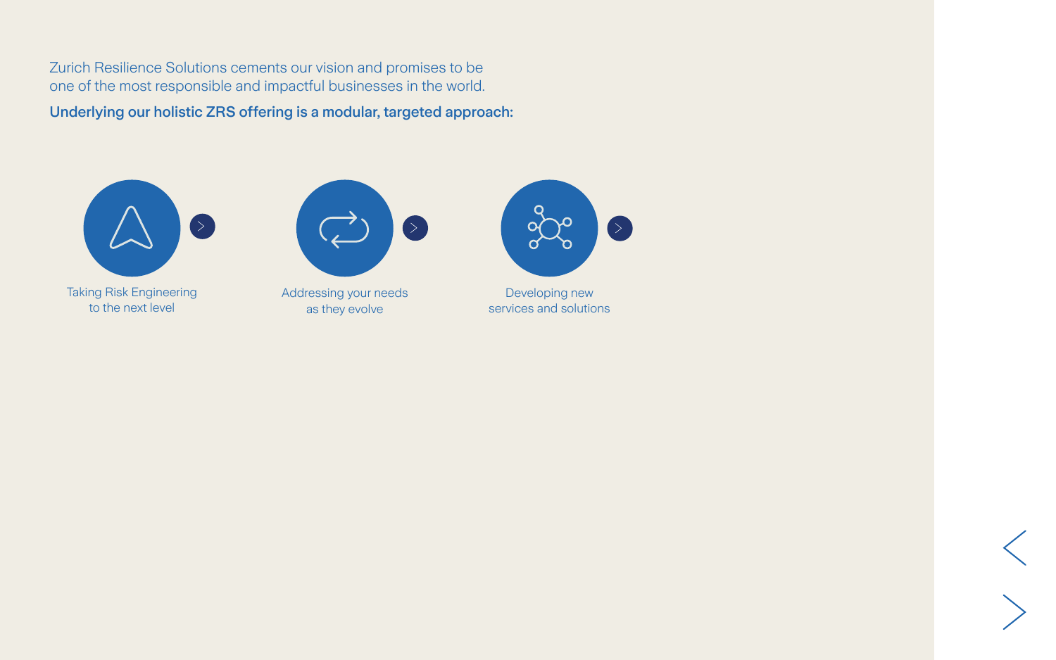Zurich Resilience Solutions cements our vision and promises to be one of the most responsible and impactful businesses in the world.

**Underlying our holistic ZRS offering is a modular, targeted approach:**

- Taking Risk Engineering to the next level
- Addressing your needs as they evolve
- Developing new services and solutions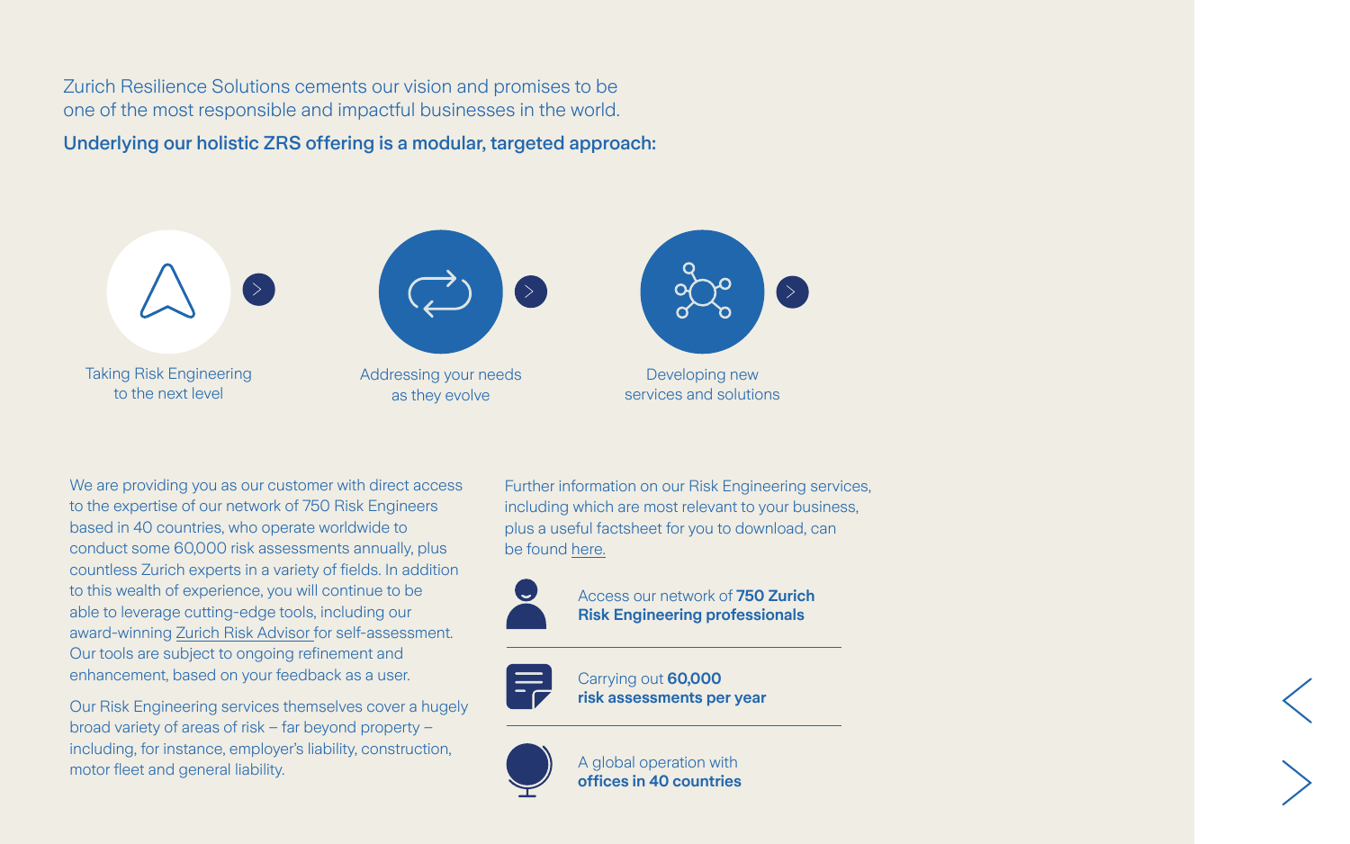Zurich Resilience Solutions cements our vision and promises to be one of the most responsible and impactful businesses in the world.

**Underlying our holistic ZRS offering is a modular, targeted approach:**

- Taking Risk Engineering to the next level
- Addressing your needs as they evolve
- Developing new services and solutions

We are providing you as our customer with direct access to the expertise of our network of 750 Risk Engineers based in 40 countries, who operate worldwide to conduct some 60,000 risk assessments annually, plus countless Zurich experts in a variety of fields. In addition to this wealth of experience, you will continue to be able to leverage cutting-edge tools, including our award-winning Zurich Risk Advisor for self-assessment. Our tools are subject to ongoing refinement and enhancement, based on your feedback as a user.

Our Risk Engineering services themselves cover a hugely broad variety of areas of risk – far beyond property – including, for instance, employer's liability, construction, motor fleet and general liability.

Further information on our Risk Engineering services, including which are most relevant to your business, plus a useful factsheet for you to download, can be found here.

Access our network of **750 Zurich Risk Engineering professionals**

Carrying out **60,000 risk assessments per year**

A global operation with **offices in 40 countries**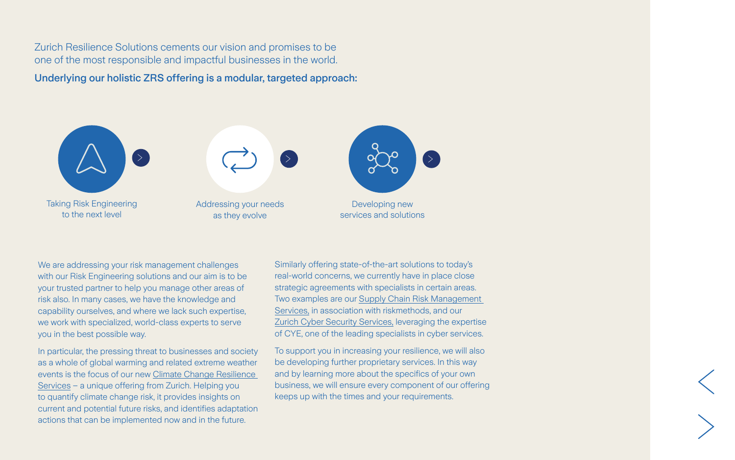Zurich Resilience Solutions cements our vision and promises to be one of the most responsible and impactful businesses in the world.

**Underlying our holistic ZRS offering is a modular, targeted approach:**

- Taking Risk Engineering to the next level
- Addressing your needs as they evolve
- Developing new services and solutions

We are addressing your risk management challenges with our Risk Engineering solutions and our aim is to be your trusted partner to help you manage other areas of risk also. In many cases, we have the knowledge and capability ourselves, and where we lack such expertise, we work with specialized, world-class experts to serve you in the best possible way.

In particular, the pressing threat to businesses and society as a whole of global warming and related extreme weather events is the focus of our new Climate Change Resilience Services – a unique offering from Zurich. Helping you to quantify climate change risk, it provides insights on current and potential future risks, and identifies adaptation actions that can be implemented now and in the future.

Similarly offering state-of-the-art solutions to today's real-world concerns, we currently have in place close strategic agreements with specialists in certain areas. Two examples are our Supply Chain Risk Management Services, in association with riskmethods, and our Zurich Cyber Security Services, leveraging the expertise of CYE, one of the leading specialists in cyber services.

To support you in increasing your resilience, we will also be developing further proprietary services. In this way and by learning more about the specifics of your own business, we will ensure every component of our offering keeps up with the times and your requirements.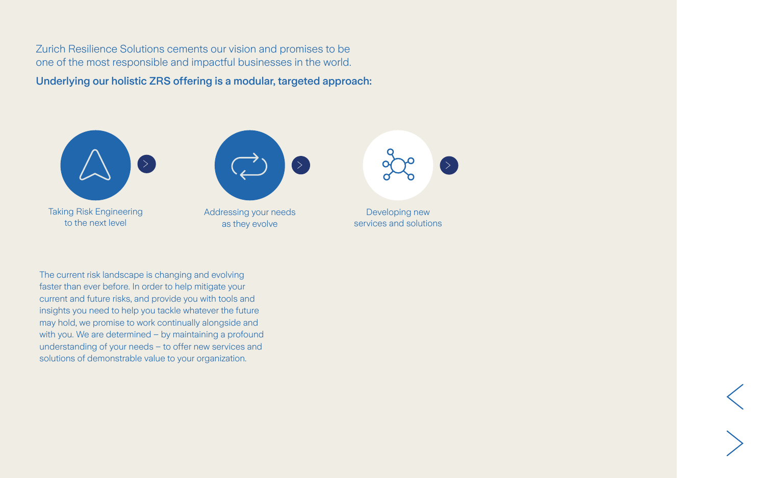Zurich Resilience Solutions cements our vision and promises to be one of the most responsible and impactful businesses in the world.

**Underlying our holistic ZRS offering is a modular, targeted approach:**

- Taking Risk Engineering to the next level
- Addressing your needs as they evolve
- Developing new services and solutions

The current risk landscape is changing and evolving faster than ever before. In order to help mitigate your current and future risks, and provide you with tools and insights you need to help you tackle whatever the future may hold, we promise to work continually alongside and with you. We are determined – by maintaining a profound understanding of your needs – to offer new services and solutions of demonstrable value to your organization.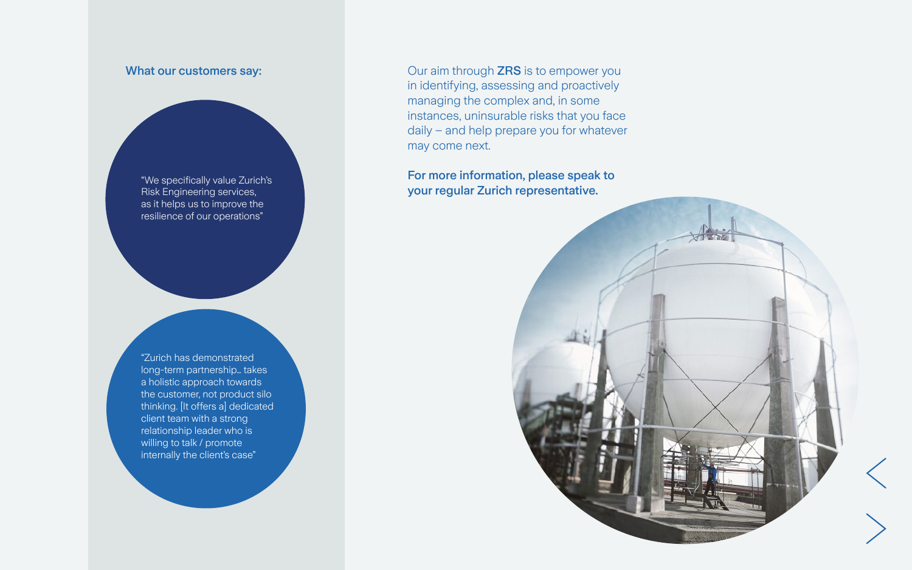### What our customers say:

"We specifically value Zurich's Risk Engineering services, as it helps us to improve the resilience of our operations"

"Zurich has demonstrated long-term partnership… takes a holistic approach towards the customer, not product silo thinking. [It offers a] dedicated client team with a strong relationship leader who is willing to talk / promote internally the client's case"

Our aim through **ZRS** is to empower you in identifying, assessing and proactively managing the complex and, in some instances, uninsurable risks that you face daily – and help prepare you for whatever may come next.

**For more information, please speak to your regular Zurich representative.**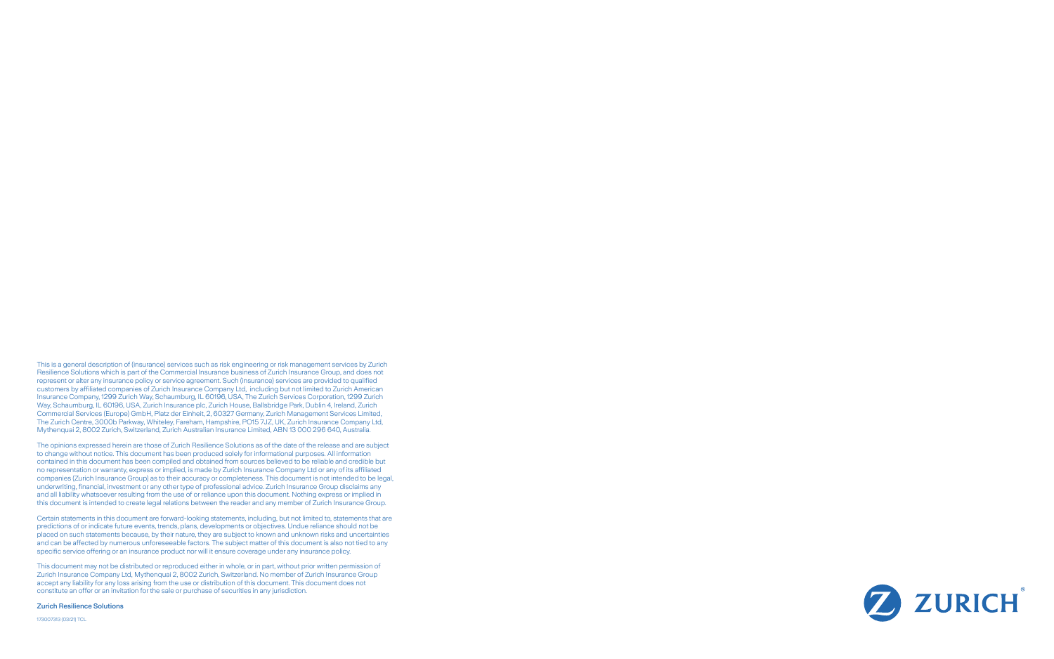This is a general description of (insurance) services such as risk engineering or risk management services by Zurich Resilience Solutions which is part of the Commercial Insurance business of Zurich Insurance Group, and does not represent or alter any insurance policy or service agreement. Such (insurance) services are provided to qualified customers by affiliated companies of Zurich Insurance Company Ltd, including but not limited to Zurich American Insurance Company, 1299 Zurich Way, Schaumburg, IL 60196, USA, The Zurich Services Corporation, 1299 Zurich Way, Schaumburg, IL 60196, USA, Zurich Insurance plc, Zurich House, Ballsbridge Park, Dublin 4, Ireland, Zurich Commercial Services (Europe) GmbH, Platz der Einheit, 2, 60327 Germany, Zurich Management Services Limited, The Zurich Centre, 3000b Parkway, Whiteley, Fareham, Hampshire, PO15 7JZ, UK, Zurich Insurance Company Ltd, Mythenquai 2, 8002 Zurich, Switzerland, Zurich Australian Insurance Limited, ABN 13 000 296 640, Australia.

The opinions expressed herein are those of Zurich Resilience Solutions as of the date of the release and are subject to change without notice. This document has been produced solely for informational purposes. All information contained in this document has been compiled and obtained from sources believed to be reliable and credible but no representation or warranty, express or implied, is made by Zurich Insurance Company Ltd or any of its affiliated companies (Zurich Insurance Group) as to their accuracy or completeness. This document is not intended to be legal, underwriting, financial, investment or any other type of professional advice. Zurich Insurance Group disclaims any and all liability whatsoever resulting from the use of or reliance upon this document. Nothing express or implied in this document is intended to create legal relations between the reader and any member of Zurich Insurance Group.

Certain statements in this document are forward-looking statements, including, but not limited to, statements that are predictions of or indicate future events, trends, plans, developments or objectives. Undue reliance should not be placed on such statements because, by their nature, they are subject to known and unknown risks and uncertainties and can be affected by numerous unforeseeable factors. The subject matter of this document is also not tied to any specific service offering or an insurance product nor will it ensure coverage under any insurance policy.

This document may not be distributed or reproduced either in whole, or in part, without prior written permission of Zurich Insurance Company Ltd, Mythenquai 2, 8002 Zurich, Switzerland. No member of Zurich Insurance Group accept any liability for any loss arising from the use or distribution of this document. This document does not constitute an offer or an invitation for the sale or purchase of securities in any jurisdiction.

**Zurich Resilience Solutions**

173007313 (03/21) TCL

ZURICH®